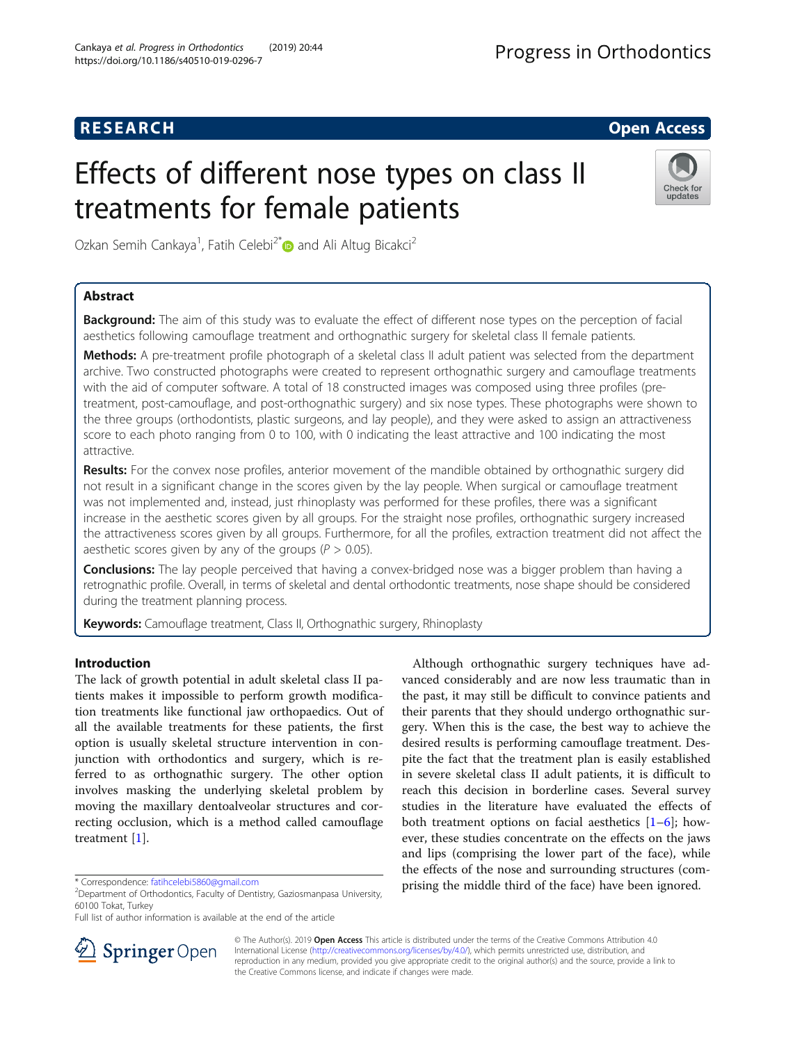RESEARCH **Open Access**

# Effects of different nose types on class II treatments for female patients

Ozkan Semih Cankaya[1], Fatih Celebi[2*] and Ali Altug Bicakci[2]

## Abstract

**Background:** The aim of this study was to evaluate the effect of different nose types on the perception of facial aesthetics following camouflage treatment and orthognathic surgery for skeletal class II female patients.

**Methods:** A pre-treatment profile photograph of a skeletal class II adult patient was selected from the department archive. Two constructed photographs were created to represent orthognathic surgery and camouflage treatments with the aid of computer software. A total of 18 constructed images was composed using three profiles (pre-treatment, post-camouflage, and post-orthognathic surgery) and six nose types. These photographs were shown to the three groups (orthodontists, plastic surgeons, and lay people), and they were asked to assign an attractiveness score to each photo ranging from 0 to 100, with 0 indicating the least attractive and 100 indicating the most attractive.

**Results:** For the convex nose profiles, anterior movement of the mandible obtained by orthognathic surgery did not result in a significant change in the scores given by the lay people. When surgical or camouflage treatment was not implemented and, instead, just rhinoplasty was performed for these profiles, there was a significant increase in the aesthetic scores given by all groups. For the straight nose profiles, orthognathic surgery increased the attractiveness scores given by all groups. Furthermore, for all the profiles, extraction treatment did not affect the aesthetic scores given by any of the groups ($P > 0.05$).

**Conclusions:** The lay people perceived that having a convex-bridged nose was a bigger problem than having a retrognathic profile. Overall, in terms of skeletal and dental orthodontic treatments, nose shape should be considered during the treatment planning process.

**Keywords:** Camouflage treatment, Class II, Orthognathic surgery, Rhinoplasty

## Introduction

The lack of growth potential in adult skeletal class II patients makes it impossible to perform growth modification treatments like functional jaw orthopaedics. Out of all the available treatments for these patients, the first option is usually skeletal structure intervention in conjunction with orthodontics and surgery, which is referred to as orthognathic surgery. The other option involves masking the underlying skeletal problem by moving the maxillary dentoalveolar structures and correcting occlusion, which is a method called camouflage treatment [1].

Although orthognathic surgery techniques have advanced considerably and are now less traumatic than in the past, it may still be difficult to convince patients and their parents that they should undergo orthognathic surgery. When this is the case, the best way to achieve the desired results is performing camouflage treatment. Despite the fact that the treatment plan is easily established in severe skeletal class II adult patients, it is difficult to reach this decision in borderline cases. Several survey studies in the literature have evaluated the effects of both treatment options on facial aesthetics [1–6]; however, these studies concentrate on the effects on the jaws and lips (comprising the lower part of the face), while the effects of the nose and surrounding structures (comprising the middle third of the face) have been ignored.

* Correspondence: fatihcelebi5860@gmail.com
[2]Department of Orthodontics, Faculty of Dentistry, Gaziosmanpasa University, 60100 Tokat, Turkey
Full list of author information is available at the end of the article

© The Author(s). 2019 **Open Access** This article is distributed under the terms of the Creative Commons Attribution 4.0 International License (http://creativecommons.org/licenses/by/4.0/), which permits unrestricted use, distribution, and reproduction in any medium, provided you give appropriate credit to the original author(s) and the source, provide a link to the Creative Commons license, and indicate if changes were made.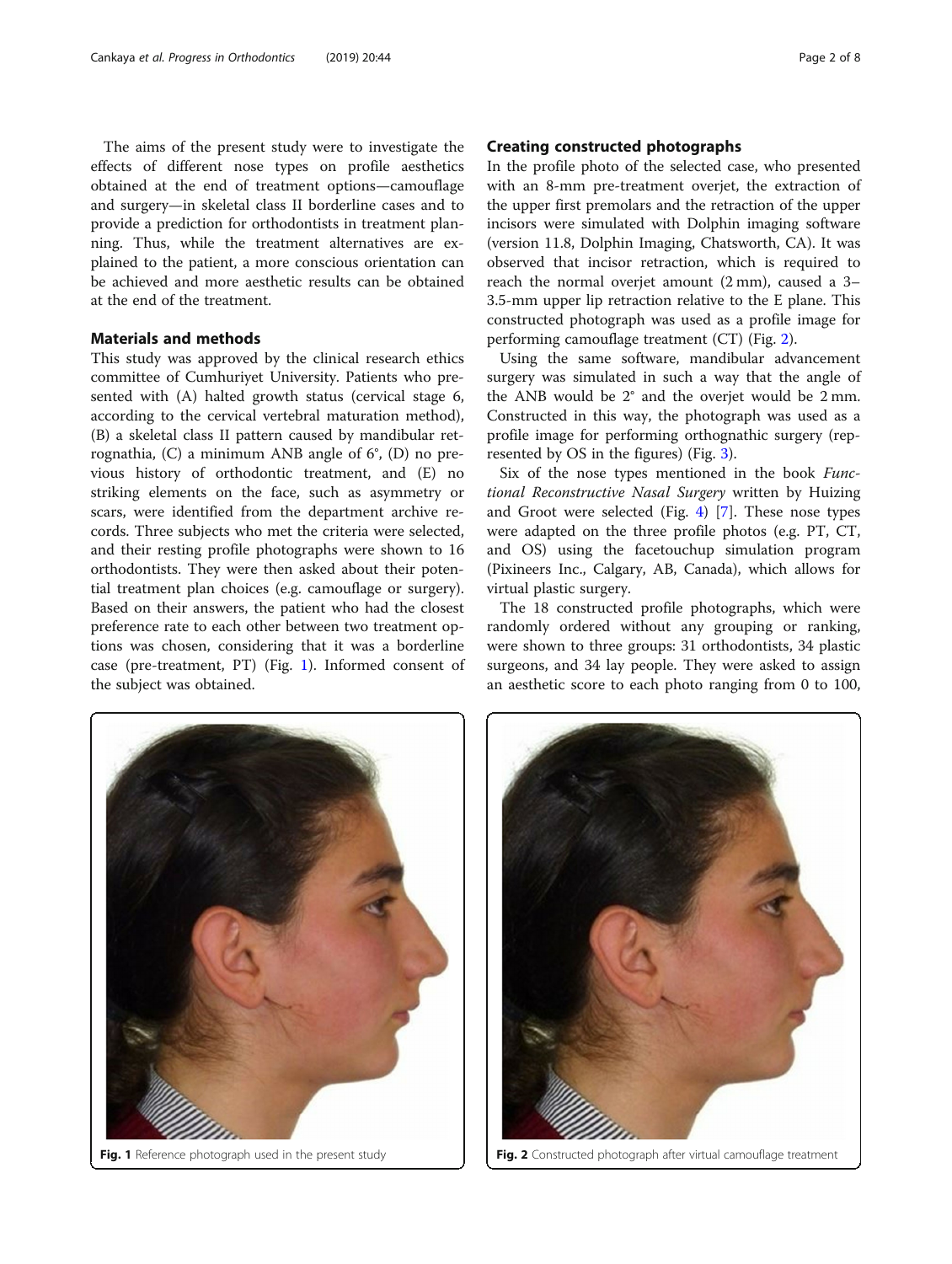The aims of the present study were to investigate the effects of different nose types on profile aesthetics obtained at the end of treatment options—camouflage and surgery—in skeletal class II borderline cases and to provide a prediction for orthodontists in treatment planning. Thus, while the treatment alternatives are explained to the patient, a more conscious orientation can be achieved and more aesthetic results can be obtained at the end of the treatment.

## Materials and methods

This study was approved by the clinical research ethics committee of Cumhuriyet University. Patients who presented with (A) halted growth status (cervical stage 6, according to the cervical vertebral maturation method), (B) a skeletal class II pattern caused by mandibular retrognathia, (C) a minimum ANB angle of 6°, (D) no previous history of orthodontic treatment, and (E) no striking elements on the face, such as asymmetry or scars, were identified from the department archive records. Three subjects who met the criteria were selected, and their resting profile photographs were shown to 16 orthodontists. They were then asked about their potential treatment plan choices (e.g. camouflage or surgery). Based on their answers, the patient who had the closest preference rate to each other between two treatment options was chosen, considering that it was a borderline case (pre-treatment, PT) (Fig. 1). Informed consent of the subject was obtained.

### Creating constructed photographs

In the profile photo of the selected case, who presented with an 8-mm pre-treatment overjet, the extraction of the upper first premolars and the retraction of the upper incisors were simulated with Dolphin imaging software (version 11.8, Dolphin Imaging, Chatsworth, CA). It was observed that incisor retraction, which is required to reach the normal overjet amount (2 mm), caused a 3–3.5-mm upper lip retraction relative to the E plane. This constructed photograph was used as a profile image for performing camouflage treatment (CT) (Fig. 2).

Using the same software, mandibular advancement surgery was simulated in such a way that the angle of the ANB would be 2° and the overjet would be 2 mm. Constructed in this way, the photograph was used as a profile image for performing orthognathic surgery (represented by OS in the figures) (Fig. 3).

Six of the nose types mentioned in the book *Functional Reconstructive Nasal Surgery* written by Huizing and Groot were selected (Fig. 4) [7]. These nose types were adapted on the three profile photos (e.g. PT, CT, and OS) using the facetouchup simulation program (Pixineers Inc., Calgary, AB, Canada), which allows for virtual plastic surgery.

The 18 constructed profile photographs, which were randomly ordered without any grouping or ranking, were shown to three groups: 31 orthodontists, 34 plastic surgeons, and 34 lay people. They were asked to assign an aesthetic score to each photo ranging from 0 to 100,

**Fig. 1** Reference photograph used in the present study

**Fig. 2** Constructed photograph after virtual camouflage treatment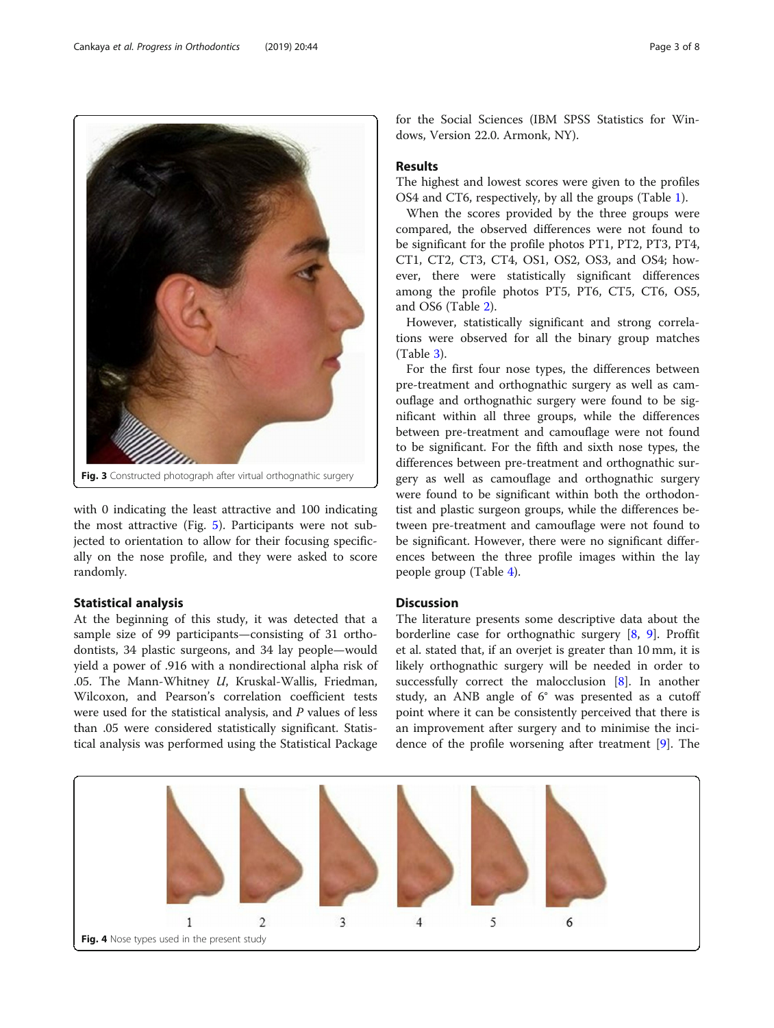Fig. 3 Constructed photograph after virtual orthognathic surgery

with 0 indicating the least attractive and 100 indicating the most attractive (Fig. 5). Participants were not subjected to orientation to allow for their focusing specifically on the nose profile, and they were asked to score randomly.

## Statistical analysis

At the beginning of this study, it was detected that a sample size of 99 participants—consisting of 31 orthodontists, 34 plastic surgeons, and 34 lay people—would yield a power of .916 with a nondirectional alpha risk of .05. The Mann-Whitney *U*, Kruskal-Wallis, Friedman, Wilcoxon, and Pearson's correlation coefficient tests were used for the statistical analysis, and *P* values of less than .05 were considered statistically significant. Statistical analysis was performed using the Statistical Package for the Social Sciences (IBM SPSS Statistics for Windows, Version 22.0. Armonk, NY).

## Results

The highest and lowest scores were given to the profiles OS4 and CT6, respectively, by all the groups (Table 1).

When the scores provided by the three groups were compared, the observed differences were not found to be significant for the profile photos PT1, PT2, PT3, PT4, CT1, CT2, CT3, CT4, OS1, OS2, OS3, and OS4; however, there were statistically significant differences among the profile photos PT5, PT6, CT5, CT6, OS5, and OS6 (Table 2).

However, statistically significant and strong correlations were observed for all the binary group matches (Table 3).

For the first four nose types, the differences between pre-treatment and orthognathic surgery as well as camouflage and orthognathic surgery were found to be significant within all three groups, while the differences between pre-treatment and camouflage were not found to be significant. For the fifth and sixth nose types, the differences between pre-treatment and orthognathic surgery as well as camouflage and orthognathic surgery were found to be significant within both the orthodontist and plastic surgeon groups, while the differences between pre-treatment and camouflage were not found to be significant. However, there were no significant differences between the three profile images within the lay people group (Table 4).

## Discussion

The literature presents some descriptive data about the borderline case for orthognathic surgery [8, 9]. Proffit et al. stated that, if an overjet is greater than 10 mm, it is likely orthognathic surgery will be needed in order to successfully correct the malocclusion [8]. In another study, an ANB angle of 6° was presented as a cutoff point where it can be consistently perceived that there is an improvement after surgery and to minimise the incidence of the profile worsening after treatment [9]. The

1 2 3 4 5 6

Fig. 4 Nose types used in the present study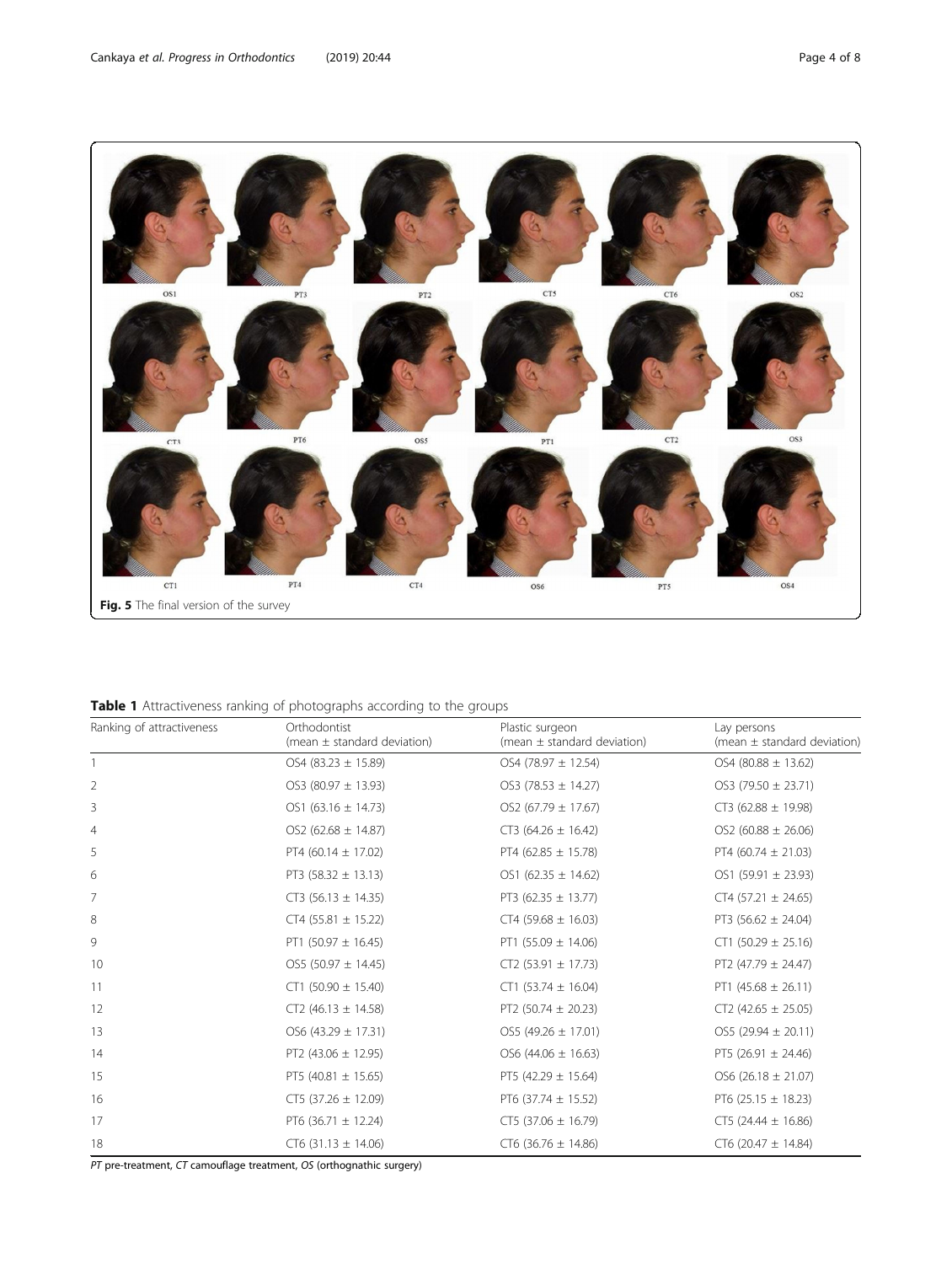Fig. 5 The final version of the survey

**Table 1** Attractiveness ranking of photographs according to the groups

| Ranking of attractiveness | Orthodontist (mean ± standard deviation) | Plastic surgeon (mean ± standard deviation) | Lay persons (mean ± standard deviation) |
|---|---|---|---|
| 1 | OS4 (83.23 ± 15.89) | OS4 (78.97 ± 12.54) | OS4 (80.88 ± 13.62) |
| 2 | OS3 (80.97 ± 13.93) | OS3 (78.53 ± 14.27) | OS3 (79.50 ± 23.71) |
| 3 | OS1 (63.16 ± 14.73) | OS2 (67.79 ± 17.67) | CT3 (62.88 ± 19.98) |
| 4 | OS2 (62.68 ± 14.87) | CT3 (64.26 ± 16.42) | OS2 (60.88 ± 26.06) |
| 5 | PT4 (60.14 ± 17.02) | PT4 (62.85 ± 15.78) | PT4 (60.74 ± 21.03) |
| 6 | PT3 (58.32 ± 13.13) | OS1 (62.35 ± 14.62) | OS1 (59.91 ± 23.93) |
| 7 | CT3 (56.13 ± 14.35) | PT3 (62.35 ± 13.77) | CT4 (57.21 ± 24.65) |
| 8 | CT4 (55.81 ± 15.22) | CT4 (59.68 ± 16.03) | PT3 (56.62 ± 24.04) |
| 9 | PT1 (50.97 ± 16.45) | PT1 (55.09 ± 14.06) | CT1 (50.29 ± 25.16) |
| 10 | OS5 (50.97 ± 14.45) | CT2 (53.91 ± 17.73) | PT2 (47.79 ± 24.47) |
| 11 | CT1 (50.90 ± 15.40) | CT1 (53.74 ± 16.04) | PT1 (45.68 ± 26.11) |
| 12 | CT2 (46.13 ± 14.58) | PT2 (50.74 ± 20.23) | CT2 (42.65 ± 25.05) |
| 13 | OS6 (43.29 ± 17.31) | OS5 (49.26 ± 17.01) | OS5 (29.94 ± 20.11) |
| 14 | PT2 (43.06 ± 12.95) | OS6 (44.06 ± 16.63) | PT5 (26.91 ± 24.46) |
| 15 | PT5 (40.81 ± 15.65) | PT5 (42.29 ± 15.64) | OS6 (26.18 ± 21.07) |
| 16 | CT5 (37.26 ± 12.09) | PT6 (37.74 ± 15.52) | PT6 (25.15 ± 18.23) |
| 17 | PT6 (36.71 ± 12.24) | CT5 (37.06 ± 16.79) | CT5 (24.44 ± 16.86) |
| 18 | CT6 (31.13 ± 14.06) | CT6 (36.76 ± 14.86) | CT6 (20.47 ± 14.84) |

*PT* pre-treatment, *CT* camouflage treatment, *OS* (orthognathic surgery)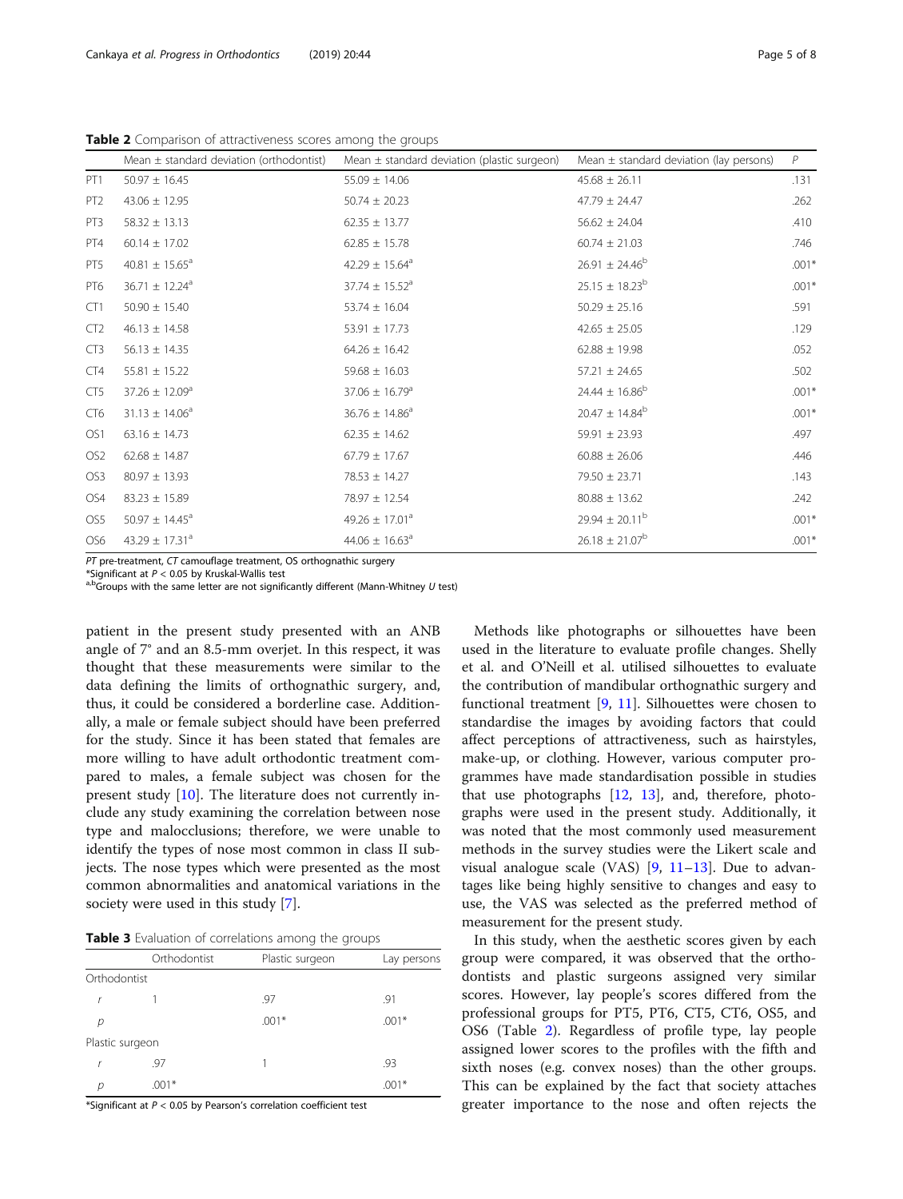**Table 2** Comparison of attractiveness scores among the groups

| | Mean ± standard deviation (orthodontist) | Mean ± standard deviation (plastic surgeon) | Mean ± standard deviation (lay persons) | P |
|---|---|---|---|---|
| PT1 | 50.97 ± 16.45 | 55.09 ± 14.06 | 45.68 ± 26.11 | .131 |
| PT2 | 43.06 ± 12.95 | 50.74 ± 20.23 | 47.79 ± 24.47 | .262 |
| PT3 | 58.32 ± 13.13 | 62.35 ± 13.77 | 56.62 ± 24.04 | .410 |
| PT4 | 60.14 ± 17.02 | 62.85 ± 15.78 | 60.74 ± 21.03 | .746 |
| PT5 | 40.81 ± 15.65[a] | 42.29 ± 15.64[a] | 26.91 ± 24.46[b] | .001* |
| PT6 | 36.71 ± 12.24[a] | 37.74 ± 15.52[a] | 25.15 ± 18.23[b] | .001* |
| CT1 | 50.90 ± 15.40 | 53.74 ± 16.04 | 50.29 ± 25.16 | .591 |
| CT2 | 46.13 ± 14.58 | 53.91 ± 17.73 | 42.65 ± 25.05 | .129 |
| CT3 | 56.13 ± 14.35 | 64.26 ± 16.42 | 62.88 ± 19.98 | .052 |
| CT4 | 55.81 ± 15.22 | 59.68 ± 16.03 | 57.21 ± 24.65 | .502 |
| CT5 | 37.26 ± 12.09[a] | 37.06 ± 16.79[a] | 24.44 ± 16.86[b] | .001* |
| CT6 | 31.13 ± 14.06[a] | 36.76 ± 14.86[a] | 20.47 ± 14.84[b] | .001* |
| OS1 | 63.16 ± 14.73 | 62.35 ± 14.62 | 59.91 ± 23.93 | .497 |
| OS2 | 62.68 ± 14.87 | 67.79 ± 17.67 | 60.88 ± 26.06 | .446 |
| OS3 | 80.97 ± 13.93 | 78.53 ± 14.27 | 79.50 ± 23.71 | .143 |
| OS4 | 83.23 ± 15.89 | 78.97 ± 12.54 | 80.88 ± 13.62 | .242 |
| OS5 | 50.97 ± 14.45[a] | 49.26 ± 17.01[a] | 29.94 ± 20.11[b] | .001* |
| OS6 | 43.29 ± 17.31[a] | 44.06 ± 16.63[a] | 26.18 ± 21.07[b] | .001* |

*PT* pre-treatment, *CT* camouflage treatment, OS orthognathic surgery
*Significant at $P < 0.05$ by Kruskal-Wallis test
[a,b]Groups with the same letter are not significantly different (Mann-Whitney *U* test)

patient in the present study presented with an ANB angle of 7° and an 8.5-mm overjet. In this respect, it was thought that these measurements were similar to the data defining the limits of orthognathic surgery, and, thus, it could be considered a borderline case. Additionally, a male or female subject should have been preferred for the study. Since it has been stated that females are more willing to have adult orthodontic treatment compared to males, a female subject was chosen for the present study [10]. The literature does not currently include any study examining the correlation between nose type and malocclusions; therefore, we were unable to identify the types of nose most common in class II subjects. The nose types which were presented as the most common abnormalities and anatomical variations in the society were used in this study [7].

**Table 3** Evaluation of correlations among the groups

| | Orthodontist | Plastic surgeon | Lay persons |
|---|---|---|---|
| Orthodontist | | | |
| *r* | 1 | .97 | .91 |
| *p* | | .001* | .001* |
| Plastic surgeon | | | |
| *r* | .97 | 1 | .93 |
| *p* | .001* | | .001* |

*Significant at $P < 0.05$ by Pearson's correlation coefficient test

Methods like photographs or silhouettes have been used in the literature to evaluate profile changes. Shelly et al. and O'Neill et al. utilised silhouettes to evaluate the contribution of mandibular orthognathic surgery and functional treatment [9, 11]. Silhouettes were chosen to standardise the images by avoiding factors that could affect perceptions of attractiveness, such as hairstyles, make-up, or clothing. However, various computer programmes have made standardisation possible in studies that use photographs [12, 13], and, therefore, photographs were used in the present study. Additionally, it was noted that the most commonly used measurement methods in the survey studies were the Likert scale and visual analogue scale (VAS) [9, 11–13]. Due to advantages like being highly sensitive to changes and easy to use, the VAS was selected as the preferred method of measurement for the present study.

In this study, when the aesthetic scores given by each group were compared, it was observed that the orthodontists and plastic surgeons assigned very similar scores. However, lay people's scores differed from the professional groups for PT5, PT6, CT5, CT6, OS5, and OS6 (Table 2). Regardless of profile type, lay people assigned lower scores to the profiles with the fifth and sixth noses (e.g. convex noses) than the other groups. This can be explained by the fact that society attaches greater importance to the nose and often rejects the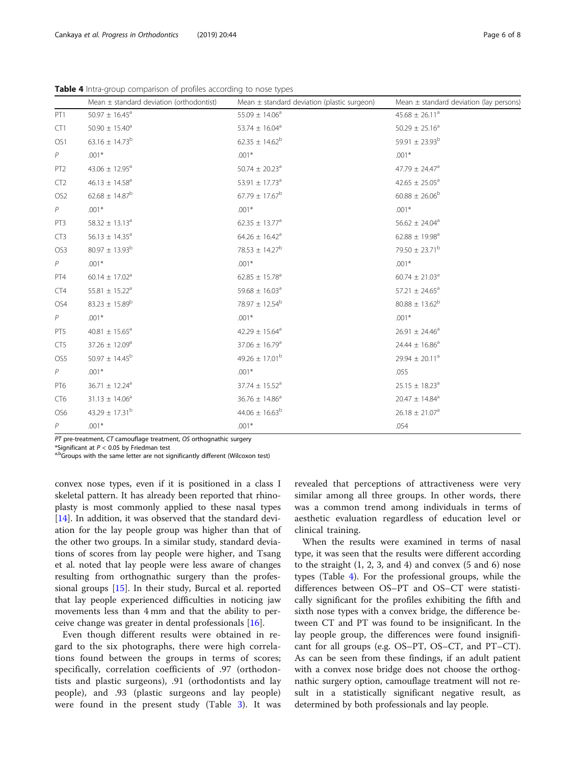**Table 4** Intra-group comparison of profiles according to nose types

| | Mean ± standard deviation (orthodontist) | Mean ± standard deviation (plastic surgeon) | Mean ± standard deviation (lay persons) |
|---|---|---|---|
| PT1 | 50.97 ± 16.45[a] | 55.09 ± 14.06[a] | 45.68 ± 26.11[a] |
| CT1 | 50.90 ± 15.40[a] | 53.74 ± 16.04[a] | 50.29 ± 25.16[a] |
| OS1 | 63.16 ± 14.73[b] | 62.35 ± 14.62[b] | 59.91 ± 23.93[b] |
| *P* | .001* | .001* | .001* |
| PT2 | 43.06 ± 12.95[a] | 50.74 ± 20.23[a] | 47.79 ± 24.47[a] |
| CT2 | 46.13 ± 14.58[a] | 53.91 ± 17.73[a] | 42.65 ± 25.05[a] |
| OS2 | 62.68 ± 14.87[b] | 67.79 ± 17.67[b] | 60.88 ± 26.06[b] |
| *P* | .001* | .001* | .001* |
| PT3 | 58.32 ± 13.13[a] | 62.35 ± 13.77[a] | 56.62 ± 24.04[a] |
| CT3 | 56.13 ± 14.35[a] | 64.26 ± 16.42[a] | 62.88 ± 19.98[a] |
| OS3 | 80.97 ± 13.93[b] | 78.53 ± 14.27[b] | 79.50 ± 23.71[b] |
| *P* | .001* | .001* | .001* |
| PT4 | 60.14 ± 17.02[a] | 62.85 ± 15.78[a] | 60.74 ± 21.03[a] |
| CT4 | 55.81 ± 15.22[a] | 59.68 ± 16.03[a] | 57.21 ± 24.65[a] |
| OS4 | 83.23 ± 15.89[b] | 78.97 ± 12.54[b] | 80.88 ± 13.62[b] |
| *P* | .001* | .001* | .001* |
| PT5 | 40.81 ± 15.65[a] | 42.29 ± 15.64[a] | 26.91 ± 24.46[a] |
| CT5 | 37.26 ± 12.09[a] | 37.06 ± 16.79[a] | 24.44 ± 16.86[a] |
| OS5 | 50.97 ± 14.45[b] | 49.26 ± 17.01[b] | 29.94 ± 20.11[a] |
| *P* | .001* | .001* | .055 |
| PT6 | 36.71 ± 12.24[a] | 37.74 ± 15.52[a] | 25.15 ± 18.23[a] |
| CT6 | 31.13 ± 14.06[a] | 36.76 ± 14.86[a] | 20.47 ± 14.84[a] |
| OS6 | 43.29 ± 17.31[b] | 44.06 ± 16.63[b] | 26.18 ± 21.07[a] |
| *P* | .001* | .001* | .054 |

*PT* pre-treatment, *CT* camouflage treatment, *OS* orthognathic surgery
*Significant at $P < 0.05$ by Friedman test
[a,b]Groups with the same letter are not significantly different (Wilcoxon test)

convex nose types, even if it is positioned in a class I skeletal pattern. It has already been reported that rhinoplasty is most commonly applied to these nasal types [14]. In addition, it was observed that the standard deviation for the lay people group was higher than that of the other two groups. In a similar study, standard deviations of scores from lay people were higher, and Tsang et al. noted that lay people were less aware of changes resulting from orthognathic surgery than the professional groups [15]. In their study, Burcal et al. reported that lay people experienced difficulties in noticing jaw movements less than 4 mm and that the ability to perceive change was greater in dental professionals [16].

Even though different results were obtained in regard to the six photographs, there were high correlations found between the groups in terms of scores; specifically, correlation coefficients of .97 (orthodontists and plastic surgeons), .91 (orthodontists and lay people), and .93 (plastic surgeons and lay people) were found in the present study (Table 3). It was revealed that perceptions of attractiveness were very similar among all three groups. In other words, there was a common trend among individuals in terms of aesthetic evaluation regardless of education level or clinical training.

When the results were examined in terms of nasal type, it was seen that the results were different according to the straight (1, 2, 3, and 4) and convex (5 and 6) nose types (Table 4). For the professional groups, while the differences between OS–PT and OS–CT were statistically significant for the profiles exhibiting the fifth and sixth nose types with a convex bridge, the difference between CT and PT was found to be insignificant. In the lay people group, the differences were found insignificant for all groups (e.g. OS–PT, OS–CT, and PT–CT). As can be seen from these findings, if an adult patient with a convex nose bridge does not choose the orthognathic surgery option, camouflage treatment will not result in a statistically significant negative result, as determined by both professionals and lay people.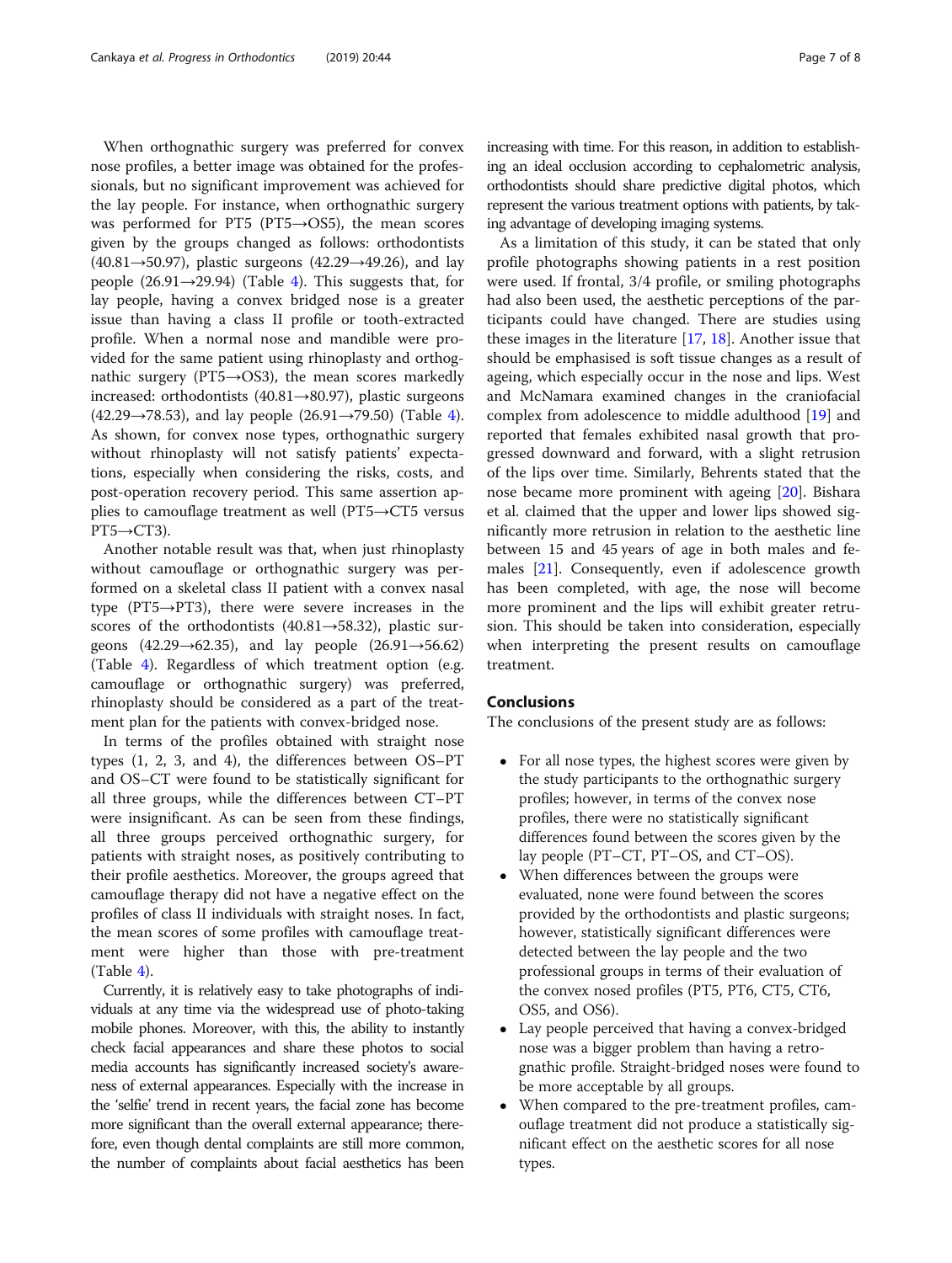When orthognathic surgery was preferred for convex nose profiles, a better image was obtained for the professionals, but no significant improvement was achieved for the lay people. For instance, when orthognathic surgery was performed for PT5 (PT5→OS5), the mean scores given by the groups changed as follows: orthodontists (40.81→50.97), plastic surgeons (42.29→49.26), and lay people (26.91→29.94) (Table 4). This suggests that, for lay people, having a convex bridged nose is a greater issue than having a class II profile or tooth-extracted profile. When a normal nose and mandible were provided for the same patient using rhinoplasty and orthognathic surgery (PT5→OS3), the mean scores markedly increased: orthodontists (40.81→80.97), plastic surgeons (42.29→78.53), and lay people (26.91→79.50) (Table 4). As shown, for convex nose types, orthognathic surgery without rhinoplasty will not satisfy patients' expectations, especially when considering the risks, costs, and post-operation recovery period. This same assertion applies to camouflage treatment as well (PT5→CT5 versus PT5→CT3).

Another notable result was that, when just rhinoplasty without camouflage or orthognathic surgery was performed on a skeletal class II patient with a convex nasal type (PT5→PT3), there were severe increases in the scores of the orthodontists (40.81→58.32), plastic surgeons (42.29→62.35), and lay people (26.91→56.62) (Table 4). Regardless of which treatment option (e.g. camouflage or orthognathic surgery) was preferred, rhinoplasty should be considered as a part of the treatment plan for the patients with convex-bridged nose.

In terms of the profiles obtained with straight nose types (1, 2, 3, and 4), the differences between OS–PT and OS–CT were found to be statistically significant for all three groups, while the differences between CT–PT were insignificant. As can be seen from these findings, all three groups perceived orthognathic surgery, for patients with straight noses, as positively contributing to their profile aesthetics. Moreover, the groups agreed that camouflage therapy did not have a negative effect on the profiles of class II individuals with straight noses. In fact, the mean scores of some profiles with camouflage treatment were higher than those with pre-treatment (Table 4).

Currently, it is relatively easy to take photographs of individuals at any time via the widespread use of photo-taking mobile phones. Moreover, with this, the ability to instantly check facial appearances and share these photos to social media accounts has significantly increased society's awareness of external appearances. Especially with the increase in the 'selfie' trend in recent years, the facial zone has become more significant than the overall external appearance; therefore, even though dental complaints are still more common, the number of complaints about facial aesthetics has been increasing with time. For this reason, in addition to establishing an ideal occlusion according to cephalometric analysis, orthodontists should share predictive digital photos, which represent the various treatment options with patients, by taking advantage of developing imaging systems.

As a limitation of this study, it can be stated that only profile photographs showing patients in a rest position were used. If frontal, 3/4 profile, or smiling photographs had also been used, the aesthetic perceptions of the participants could have changed. There are studies using these images in the literature [17, 18]. Another issue that should be emphasised is soft tissue changes as a result of ageing, which especially occur in the nose and lips. West and McNamara examined changes in the craniofacial complex from adolescence to middle adulthood [19] and reported that females exhibited nasal growth that progressed downward and forward, with a slight retrusion of the lips over time. Similarly, Behrents stated that the nose became more prominent with ageing [20]. Bishara et al. claimed that the upper and lower lips showed significantly more retrusion in relation to the aesthetic line between 15 and 45 years of age in both males and females [21]. Consequently, even if adolescence growth has been completed, with age, the nose will become more prominent and the lips will exhibit greater retrusion. This should be taken into consideration, especially when interpreting the present results on camouflage treatment.

## Conclusions

The conclusions of the present study are as follows:

- For all nose types, the highest scores were given by the study participants to the orthognathic surgery profiles; however, in terms of the convex nose profiles, there were no statistically significant differences found between the scores given by the lay people (PT–CT, PT–OS, and CT–OS).
- When differences between the groups were evaluated, none were found between the scores provided by the orthodontists and plastic surgeons; however, statistically significant differences were detected between the lay people and the two professional groups in terms of their evaluation of the convex nosed profiles (PT5, PT6, CT5, CT6, OS5, and OS6).
- Lay people perceived that having a convex-bridged nose was a bigger problem than having a retrognathic profile. Straight-bridged noses were found to be more acceptable by all groups.
- When compared to the pre-treatment profiles, camouflage treatment did not produce a statistically significant effect on the aesthetic scores for all nose types.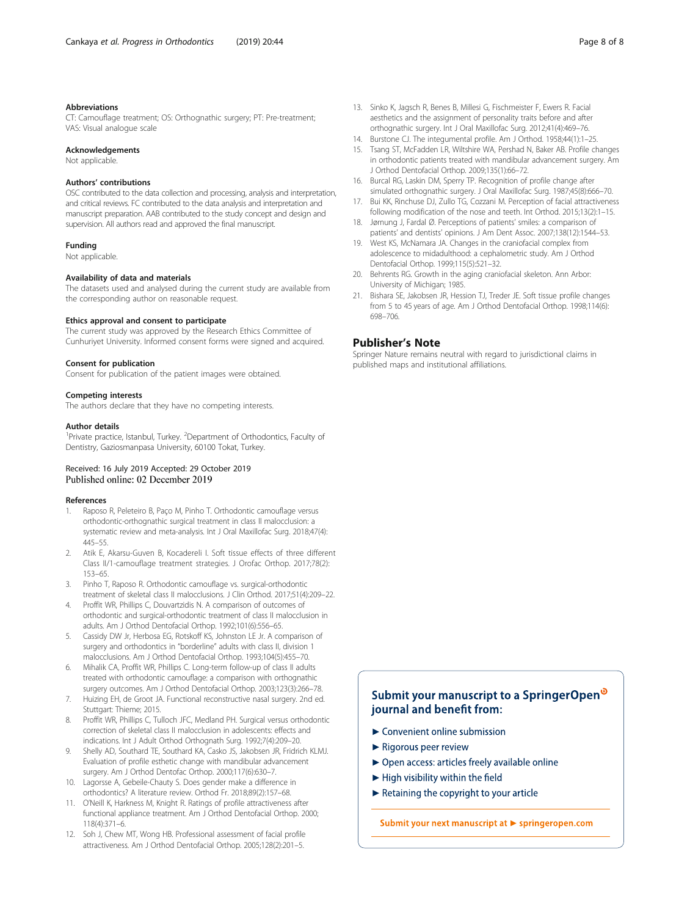### Abbreviations

CT: Camouflage treatment; OS: Orthognathic surgery; PT: Pre-treatment; VAS: Visual analogue scale

### Acknowledgements

Not applicable.

### Authors' contributions

OSC contributed to the data collection and processing, analysis and interpretation, and critical reviews. FC contributed to the data analysis and interpretation and manuscript preparation. AAB contributed to the study concept and design and supervision. All authors read and approved the final manuscript.

### Funding

Not applicable.

### Availability of data and materials

The datasets used and analysed during the current study are available from the corresponding author on reasonable request.

### Ethics approval and consent to participate

The current study was approved by the Research Ethics Committee of Cunhuriyet University. Informed consent forms were signed and acquired.

### Consent for publication

Consent for publication of the patient images were obtained.

### Competing interests

The authors declare that they have no competing interests.

### Author details

[1]Private practice, Istanbul, Turkey. [2]Department of Orthodontics, Faculty of Dentistry, Gaziosmanpasa University, 60100 Tokat, Turkey.

Received: 16 July 2019 Accepted: 29 October 2019
Published online: 02 December 2019

### References

1. Raposo R, Peleteiro B, Paço M, Pinho T. Orthodontic camouflage versus orthodontic-orthognathic surgical treatment in class II malocclusion: a systematic review and meta-analysis. Int J Oral Maxillofac Surg. 2018;47(4): 445–55.
2. Atik E, Akarsu-Guven B, Kocadereli I. Soft tissue effects of three different Class II/1-camouflage treatment strategies. J Orofac Orthop. 2017;78(2): 153–65.
3. Pinho T, Raposo R. Orthodontic camouflage vs. surgical-orthodontic treatment of skeletal class II malocclusions. J Clin Orthod. 2017;51(4):209–22.
4. Proffit WR, Phillips C, Douvartzidis N. A comparison of outcomes of orthodontic and surgical-orthodontic treatment of class II malocclusion in adults. Am J Orthod Dentofacial Orthop. 1992;101(6):556–65.
5. Cassidy DW Jr, Herbosa EG, Rotskoff KS, Johnston LE Jr. A comparison of surgery and orthodontics in "borderline" adults with class II, division 1 malocclusions. Am J Orthod Dentofacial Orthop. 1993;104(5):455–70.
6. Mihalik CA, Proffit WR, Phillips C. Long-term follow-up of class II adults treated with orthodontic camouflage: a comparison with orthognathic surgery outcomes. Am J Orthod Dentofacial Orthop. 2003;123(3):266–78.
7. Huizing EH, de Groot JA. Functional reconstructive nasal surgery. 2nd ed. Stuttgart: Thieme; 2015.
8. Proffit WR, Phillips C, Tulloch JFC, Medland PH. Surgical versus orthodontic correction of skeletal class II malocclusion in adolescents: effects and indications. Int J Adult Orthod Orthognath Surg. 1992;7(4):209–20.
9. Shelly AD, Southard TE, Southard KA, Casko JS, Jakobsen JR, Fridrich KLMJ. Evaluation of profile esthetic change with mandibular advancement surgery. Am J Orthod Dentofac Orthop. 2000;117(6):630–7.
10. Lagorsse A, Gebeile-Chauty S. Does gender make a difference in orthodontics? A literature review. Orthod Fr. 2018;89(2):157–68.
11. O'Neill K, Harkness M, Knight R. Ratings of profile attractiveness after functional appliance treatment. Am J Orthod Dentofacial Orthop. 2000; 118(4):371–6.
12. Soh J, Chew MT, Wong HB. Professional assessment of facial profile attractiveness. Am J Orthod Dentofacial Orthop. 2005;128(2):201–5.
13. Sinko K, Jagsch R, Benes B, Millesi G, Fischmeister F, Ewers R. Facial aesthetics and the assignment of personality traits before and after orthognathic surgery. Int J Oral Maxillofac Surg. 2012;41(4):469–76.
14. Burstone CJ. The integumental profile. Am J Orthod. 1958;44(1):1–25.
15. Tsang ST, McFadden LR, Wiltshire WA, Pershad N, Baker AB. Profile changes in orthodontic patients treated with mandibular advancement surgery. Am J Orthod Dentofacial Orthop. 2009;135(1):66–72.
16. Burcal RG, Laskin DM, Sperry TP. Recognition of profile change after simulated orthognathic surgery. J Oral Maxillofac Surg. 1987;45(8):666–70.
17. Bui KK, Rinchuse DJ, Zullo TG, Cozzani M. Perception of facial attractiveness following modification of the nose and teeth. Int Orthod. 2015;13(2):1–15.
18. Jørnung J, Fardal Ø. Perceptions of patients' smiles: a comparison of patients' and dentists' opinions. J Am Dent Assoc. 2007;138(12):1544–53.
19. West KS, McNamara JA. Changes in the craniofacial complex from adolescence to midadulthood: a cephalometric study. Am J Orthod Dentofacial Orthop. 1999;115(5):521–32.
20. Behrents RG. Growth in the aging craniofacial skeleton. Ann Arbor: University of Michigan; 1985.
21. Bishara SE, Jakobsen JR, Hession TJ, Treder JE. Soft tissue profile changes from 5 to 45 years of age. Am J Orthod Dentofacial Orthop. 1998;114(6): 698–706.

## Publisher's Note

Springer Nature remains neutral with regard to jurisdictional claims in published maps and institutional affiliations.

**Submit your manuscript to a SpringerOpen journal and benefit from:**

- ► Convenient online submission
- ► Rigorous peer review
- ► Open access: articles freely available online
- ► High visibility within the field
- ► Retaining the copyright to your article

Submit your next manuscript at ► springeropen.com